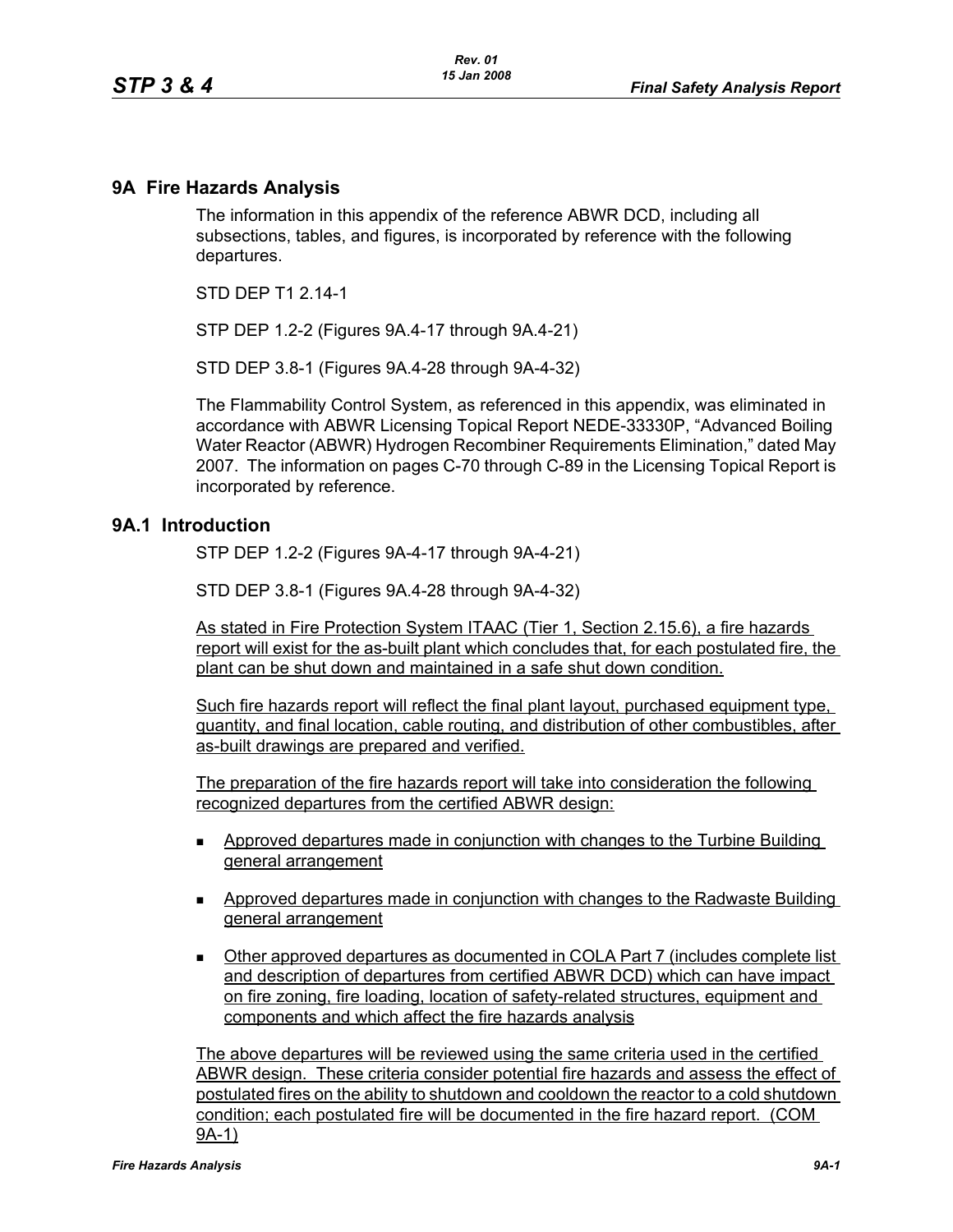## 9A Fire Hazards Analysis

The information in this appendix of the reference ABWR DCD, including all subsections, tables, and figures, is incorporated by reference with the following departures.

STD DEP T1 2.14-1

STP DEP 1.2-2 (Figures 9A.4-17 through 9A.4-21)

STD DEP 3.8-1 (Figures 9A.4-28 through 9A-4-32)

The Flammability Control System, as referenced in this appendix, was eliminated in accordance with ABWR Licensing Topical Report NEDE-33330P, "Advanced Boiling Water Reactor (ABWR) Hydrogen Recombiner Requirements Elimination," dated May 2007. The information on pages C-70 through C-89 in the Licensing Topical Report is incorporated by reference.

## 9A.1 Introduction

STP DEP 1.2-2 (Figures 9A-4-17 through 9A-4-21)

STD DEP 3.8-1 (Figures 9A.4-28 through 9A-4-32)

As stated in Fire Protection System ITAAC (Tier 1, Section 2.15.6), a fire hazards report will exist for the as-built plant which concludes that, for each postulated fire, the plant can be shut down and maintained in a safe shut down condition.

Such fire hazards report will reflect the final plant layout, purchased equipment type, quantity, and final location, cable routing, and distribution of other combustibles, after as-built drawings are prepared and verified.

The preparation of the fire hazards report will take into consideration the following recognized departures from the certified ABWR design:

- Approved departures made in conjunction with changes to the Turbine Building general arrangement
- Approved departures made in conjunction with changes to the Radwaste Building general arrangement
- Other approved departures as documented in COLA Part 7 (includes complete list and description of departures from certified ABWR DCD) which can have impact on fire zoning, fire loading, location of safety-related structures, equipment and components and which affect the fire hazards analysis

The above departures will be reviewed using the same criteria used in the certified ABWR design. These criteria consider potential fire hazards and assess the effect of postulated fires on the ability to shutdown and cooldown the reactor to a cold shutdown condition; each postulated fire will be documented in the fire hazard report. (COM 9A-1)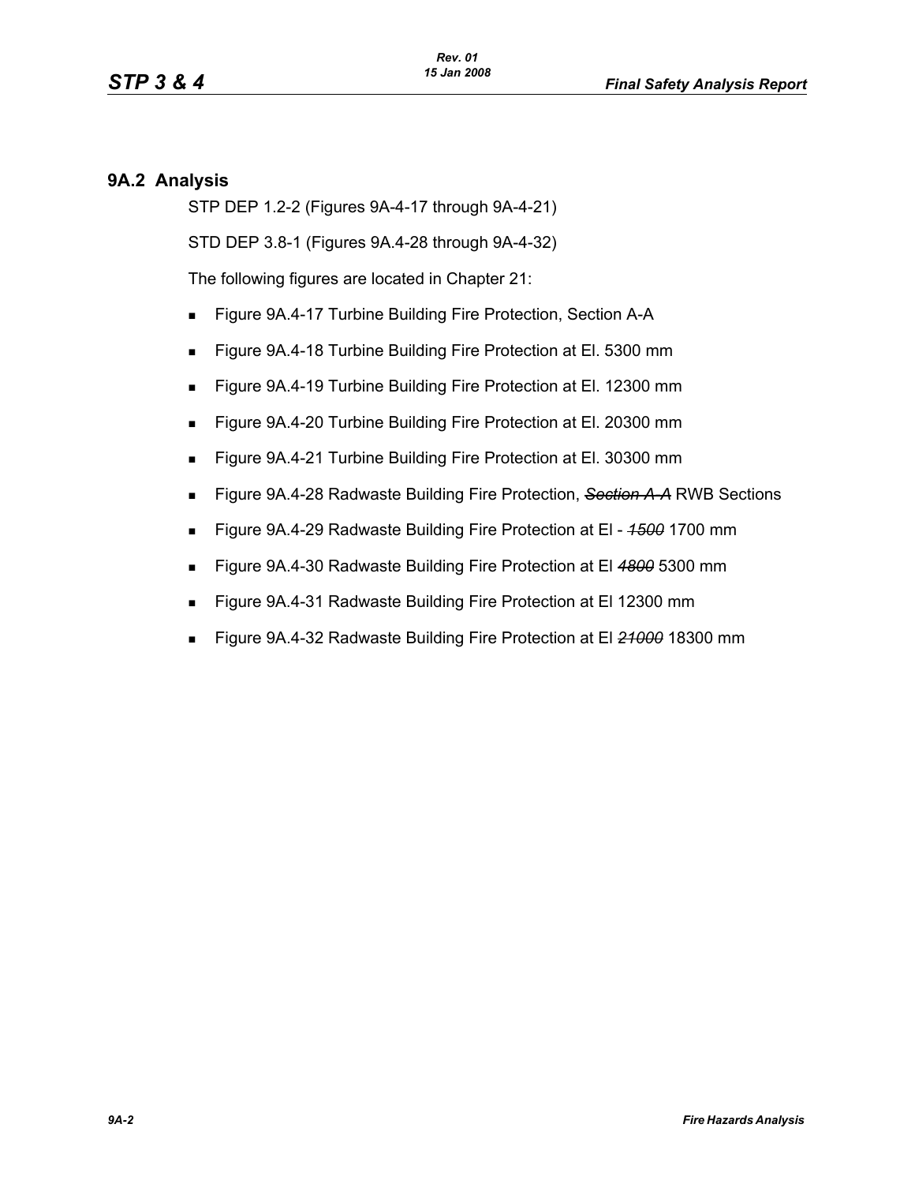## 9A.2 Analysis

STP DEP 1.2-2 (Figures 9A-4-17 through 9A-4-21)

STD DEP 3.8-1 (Figures 9A.4-28 through 9A-4-32)

The following figures are located in Chapter 21:

- Figure 9A.4-17 Turbine Building Fire Protection, Section A-A
- Figure 9A.4-18 Turbine Building Fire Protection at El. 5300 mm
- Figure 9A.4-19 Turbine Building Fire Protection at El. 12300 mm
- Figure 9A.4-20 Turbine Building Fire Protection at El. 20300 mm
- Figure 9A.4-21 Turbine Building Fire Protection at El. 30300 mm
- Figure 9A.4-28 Radwaste Building Fire Protection, ~~*Section A-A*~~ RWB Sections
- Figure 9A.4-29 Radwaste Building Fire Protection at El - ~~*1500*~~ 1700 mm
- Figure 9A.4-30 Radwaste Building Fire Protection at El ~~*4800*~~ 5300 mm
- Figure 9A.4-31 Radwaste Building Fire Protection at El 12300 mm
- Figure 9A.4-32 Radwaste Building Fire Protection at El ~~*21000*~~ 18300 mm